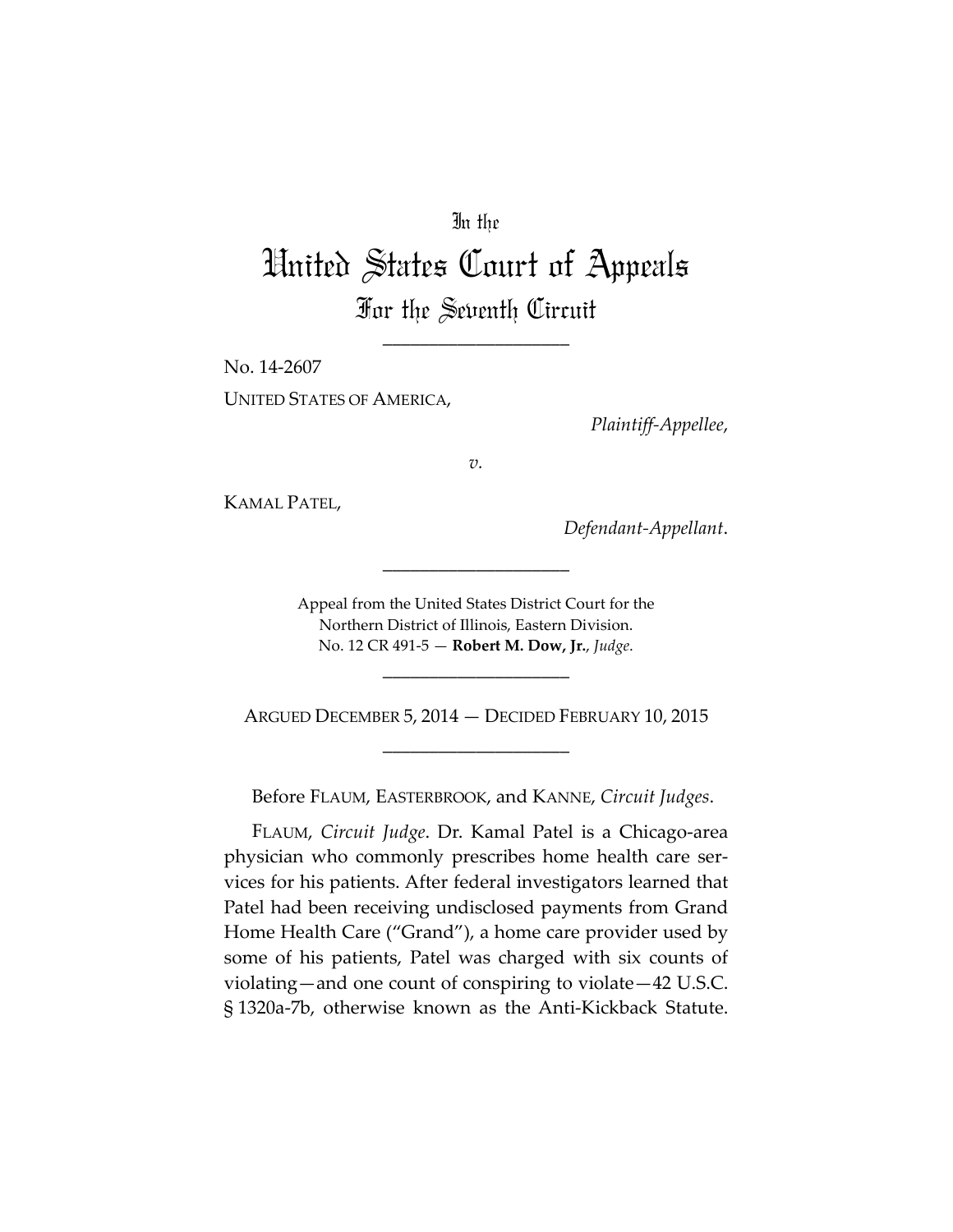In the

# United States Court of Appeals

## For the Seventh Circuit

____________________

No. 14-2607

UNITED STATES OF AMERICA,

*Plaintiff-Appellee*,

*v.*

KAMAL PATEL,

*Defendant-Appellant*.

____________________

Appeal from the United States District Court for the Northern District of Illinois, Eastern Division.
No. 12 CR 491-5 — **Robert M. Dow, Jr.**, *Judge*.

____________________

ARGUED DECEMBER 5, 2014 — DECIDED FEBRUARY 10, 2015

____________________

Before FLAUM, EASTERBROOK, and KANNE, *Circuit Judges*.

FLAUM, *Circuit Judge*. Dr. Kamal Patel is a Chicago-area physician who commonly prescribes home health care services for his patients. After federal investigators learned that Patel had been receiving undisclosed payments from Grand Home Health Care ("Grand"), a home care provider used by some of his patients, Patel was charged with six counts of violating—and one count of conspiring to violate—42 U.S.C. § 1320a-7b, otherwise known as the Anti-Kickback Statute.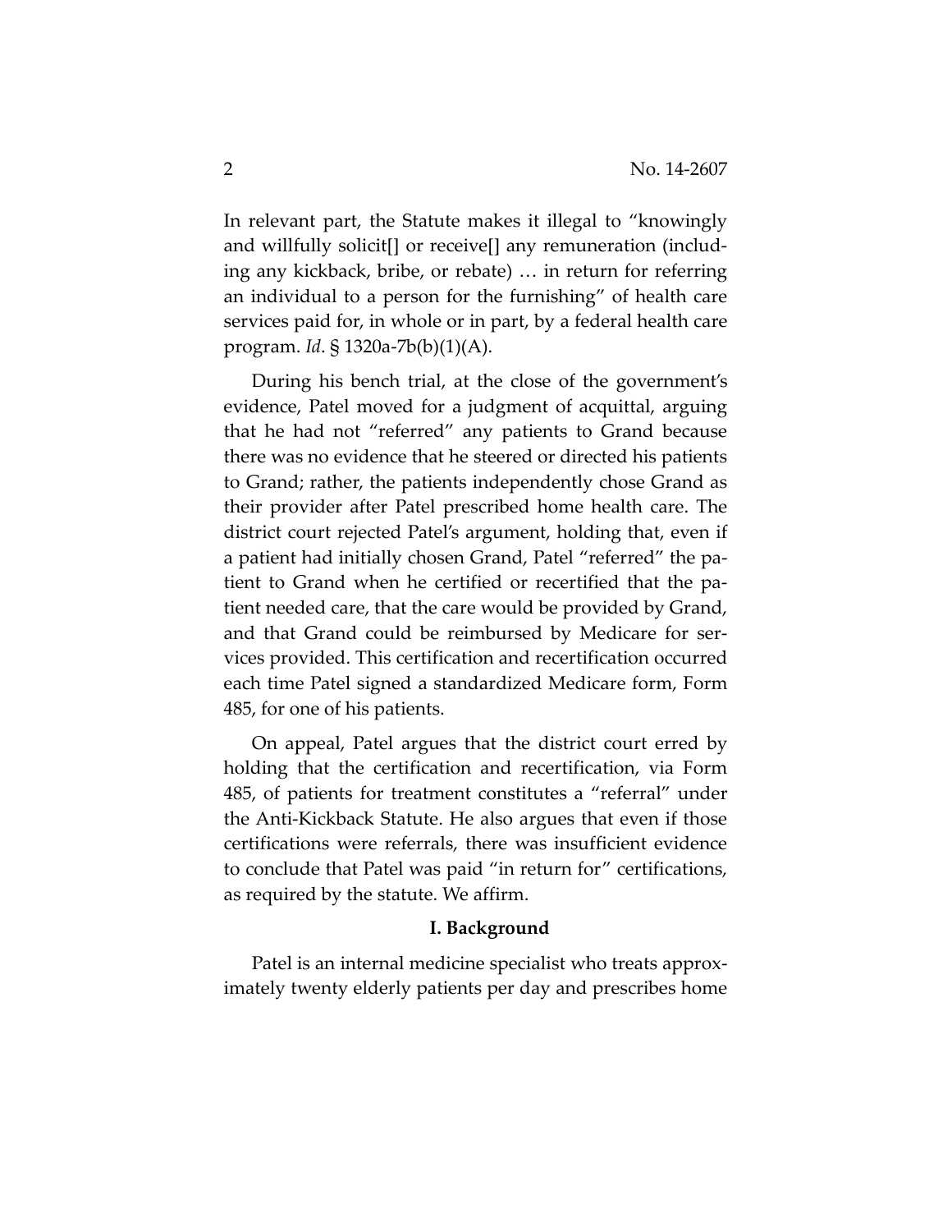In relevant part, the Statute makes it illegal to "knowingly and willfully solicit[] or receive[] any remuneration (including any kickback, bribe, or rebate) … in return for referring an individual to a person for the furnishing" of health care services paid for, in whole or in part, by a federal health care program. *Id*. § 1320a-7b(b)(1)(A).

During his bench trial, at the close of the government's evidence, Patel moved for a judgment of acquittal, arguing that he had not "referred" any patients to Grand because there was no evidence that he steered or directed his patients to Grand; rather, the patients independently chose Grand as their provider after Patel prescribed home health care. The district court rejected Patel's argument, holding that, even if a patient had initially chosen Grand, Patel "referred" the patient to Grand when he certified or recertified that the patient needed care, that the care would be provided by Grand, and that Grand could be reimbursed by Medicare for services provided. This certification and recertification occurred each time Patel signed a standardized Medicare form, Form 485, for one of his patients.

On appeal, Patel argues that the district court erred by holding that the certification and recertification, via Form 485, of patients for treatment constitutes a "referral" under the Anti-Kickback Statute. He also argues that even if those certifications were referrals, there was insufficient evidence to conclude that Patel was paid "in return for" certifications, as required by the statute. We affirm.

## I. Background

Patel is an internal medicine specialist who treats approximately twenty elderly patients per day and prescribes home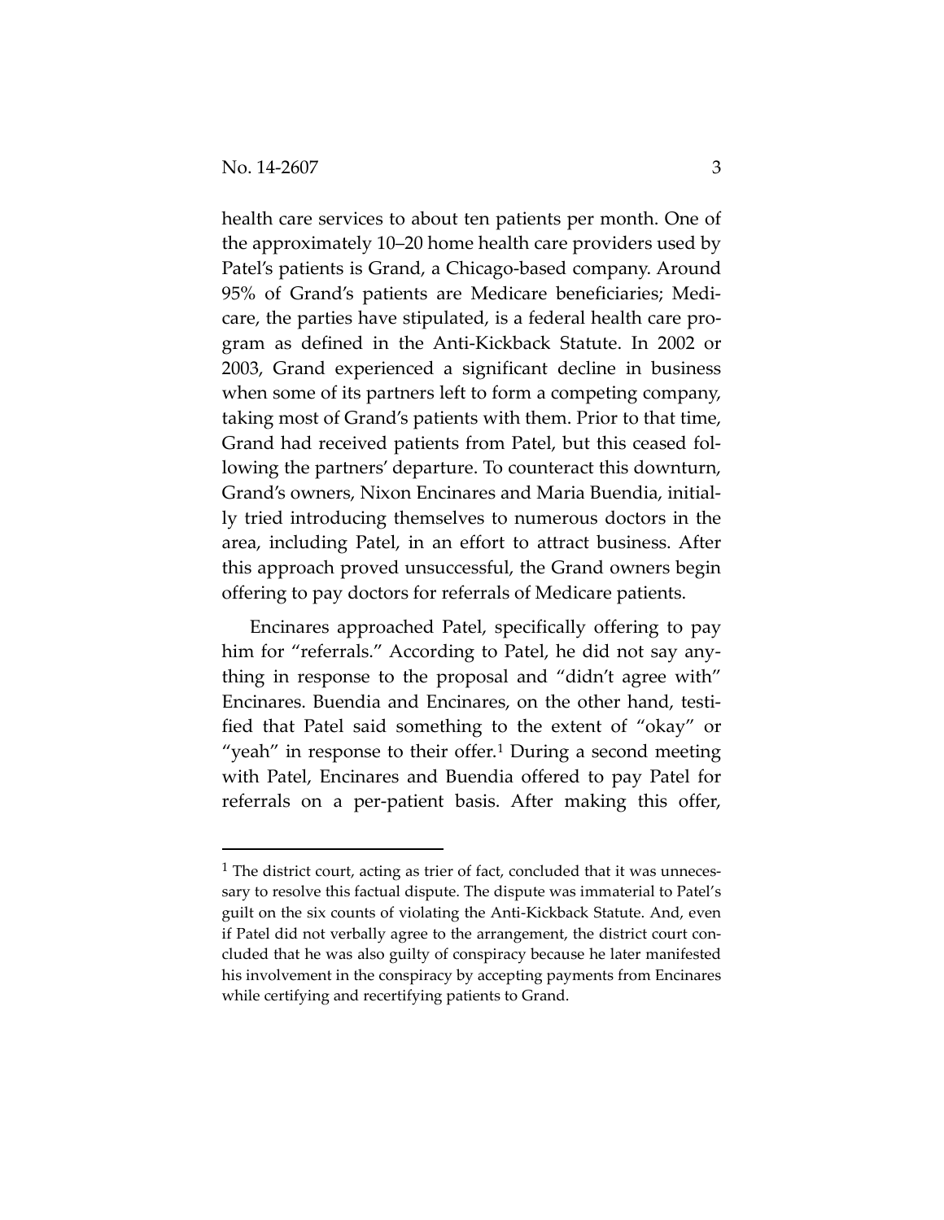health care services to about ten patients per month. One of the approximately 10–20 home health care providers used by Patel's patients is Grand, a Chicago-based company. Around 95% of Grand's patients are Medicare beneficiaries; Medicare, the parties have stipulated, is a federal health care program as defined in the Anti-Kickback Statute. In 2002 or 2003, Grand experienced a significant decline in business when some of its partners left to form a competing company, taking most of Grand's patients with them. Prior to that time, Grand had received patients from Patel, but this ceased following the partners' departure. To counteract this downturn, Grand's owners, Nixon Encinares and Maria Buendia, initially tried introducing themselves to numerous doctors in the area, including Patel, in an effort to attract business. After this approach proved unsuccessful, the Grand owners begin offering to pay doctors for referrals of Medicare patients.

Encinares approached Patel, specifically offering to pay him for "referrals." According to Patel, he did not say anything in response to the proposal and "didn't agree with" Encinares. Buendia and Encinares, on the other hand, testified that Patel said something to the extent of "okay" or "yeah" in response to their offer.[1] During a second meeting with Patel, Encinares and Buendia offered to pay Patel for referrals on a per-patient basis. After making this offer,

[1] The district court, acting as trier of fact, concluded that it was unnecessary to resolve this factual dispute. The dispute was immaterial to Patel's guilt on the six counts of violating the Anti-Kickback Statute. And, even if Patel did not verbally agree to the arrangement, the district court concluded that he was also guilty of conspiracy because he later manifested his involvement in the conspiracy by accepting payments from Encinares while certifying and recertifying patients to Grand.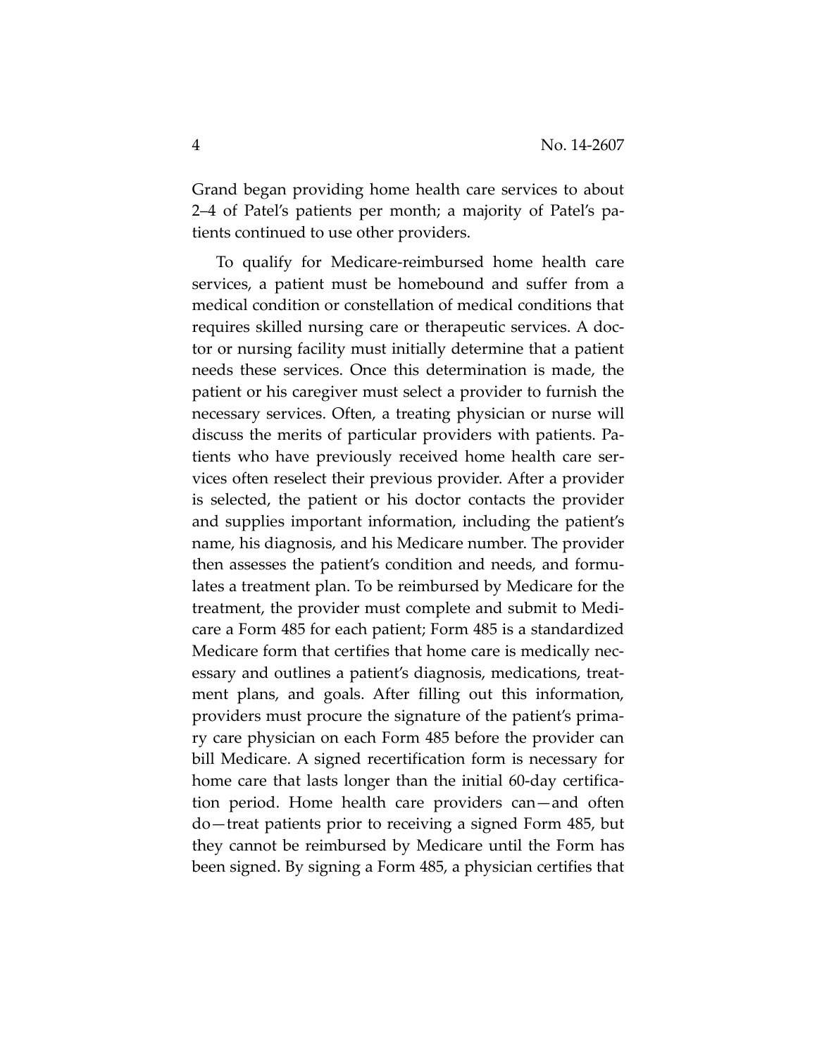Grand began providing home health care services to about 2–4 of Patel's patients per month; a majority of Patel's patients continued to use other providers.

To qualify for Medicare-reimbursed home health care services, a patient must be homebound and suffer from a medical condition or constellation of medical conditions that requires skilled nursing care or therapeutic services. A doctor or nursing facility must initially determine that a patient needs these services. Once this determination is made, the patient or his caregiver must select a provider to furnish the necessary services. Often, a treating physician or nurse will discuss the merits of particular providers with patients. Patients who have previously received home health care services often reselect their previous provider. After a provider is selected, the patient or his doctor contacts the provider and supplies important information, including the patient's name, his diagnosis, and his Medicare number. The provider then assesses the patient's condition and needs, and formulates a treatment plan. To be reimbursed by Medicare for the treatment, the provider must complete and submit to Medicare a Form 485 for each patient; Form 485 is a standardized Medicare form that certifies that home care is medically necessary and outlines a patient's diagnosis, medications, treatment plans, and goals. After filling out this information, providers must procure the signature of the patient's primary care physician on each Form 485 before the provider can bill Medicare. A signed recertification form is necessary for home care that lasts longer than the initial 60-day certification period. Home health care providers can—and often do—treat patients prior to receiving a signed Form 485, but they cannot be reimbursed by Medicare until the Form has been signed. By signing a Form 485, a physician certifies that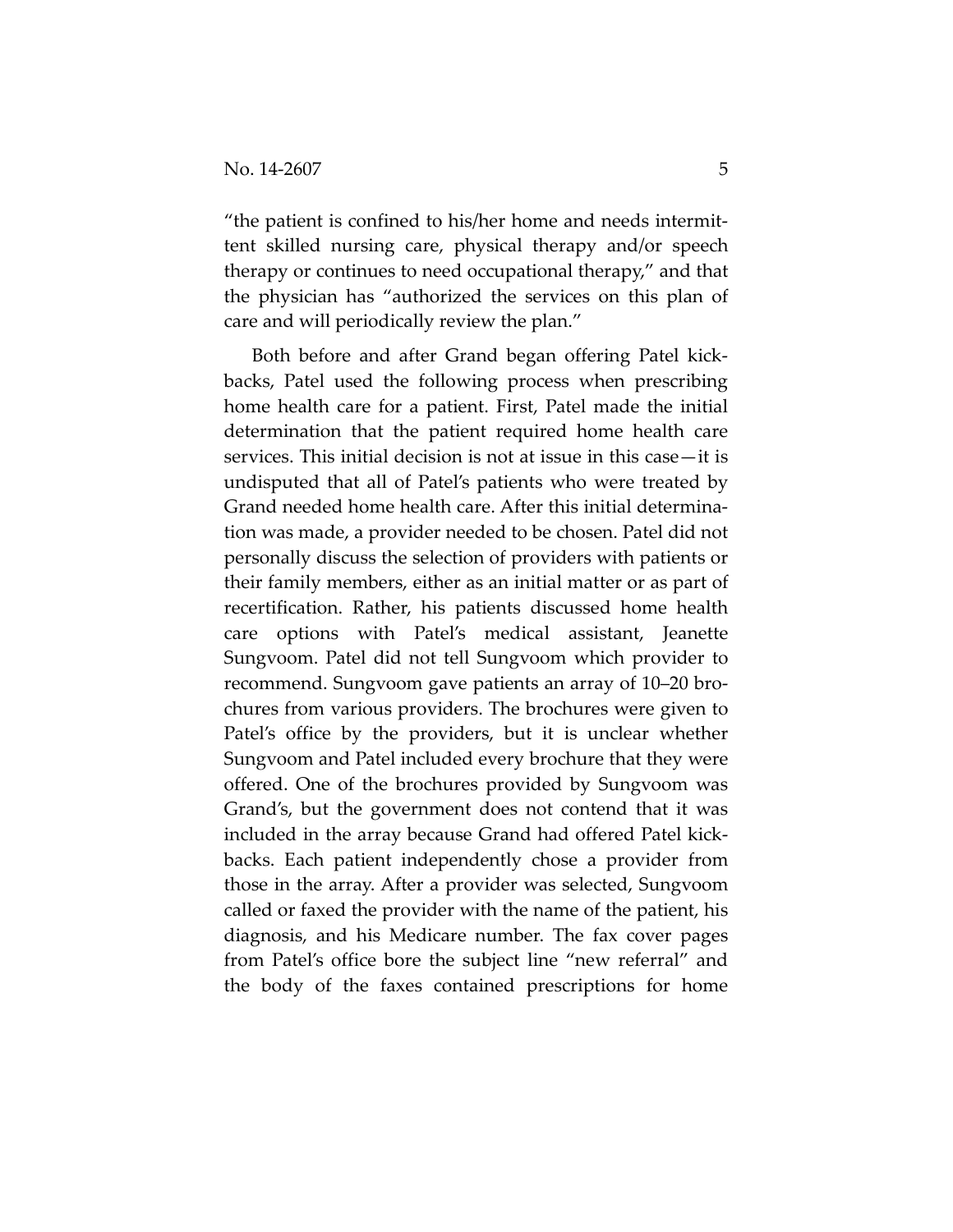"the patient is confined to his/her home and needs intermittent skilled nursing care, physical therapy and/or speech therapy or continues to need occupational therapy," and that the physician has "authorized the services on this plan of care and will periodically review the plan."

Both before and after Grand began offering Patel kickbacks, Patel used the following process when prescribing home health care for a patient. First, Patel made the initial determination that the patient required home health care services. This initial decision is not at issue in this case—it is undisputed that all of Patel's patients who were treated by Grand needed home health care. After this initial determination was made, a provider needed to be chosen. Patel did not personally discuss the selection of providers with patients or their family members, either as an initial matter or as part of recertification. Rather, his patients discussed home health care options with Patel's medical assistant, Jeanette Sungvoom. Patel did not tell Sungvoom which provider to recommend. Sungvoom gave patients an array of 10–20 brochures from various providers. The brochures were given to Patel's office by the providers, but it is unclear whether Sungvoom and Patel included every brochure that they were offered. One of the brochures provided by Sungvoom was Grand's, but the government does not contend that it was included in the array because Grand had offered Patel kickbacks. Each patient independently chose a provider from those in the array. After a provider was selected, Sungvoom called or faxed the provider with the name of the patient, his diagnosis, and his Medicare number. The fax cover pages from Patel's office bore the subject line "new referral" and the body of the faxes contained prescriptions for home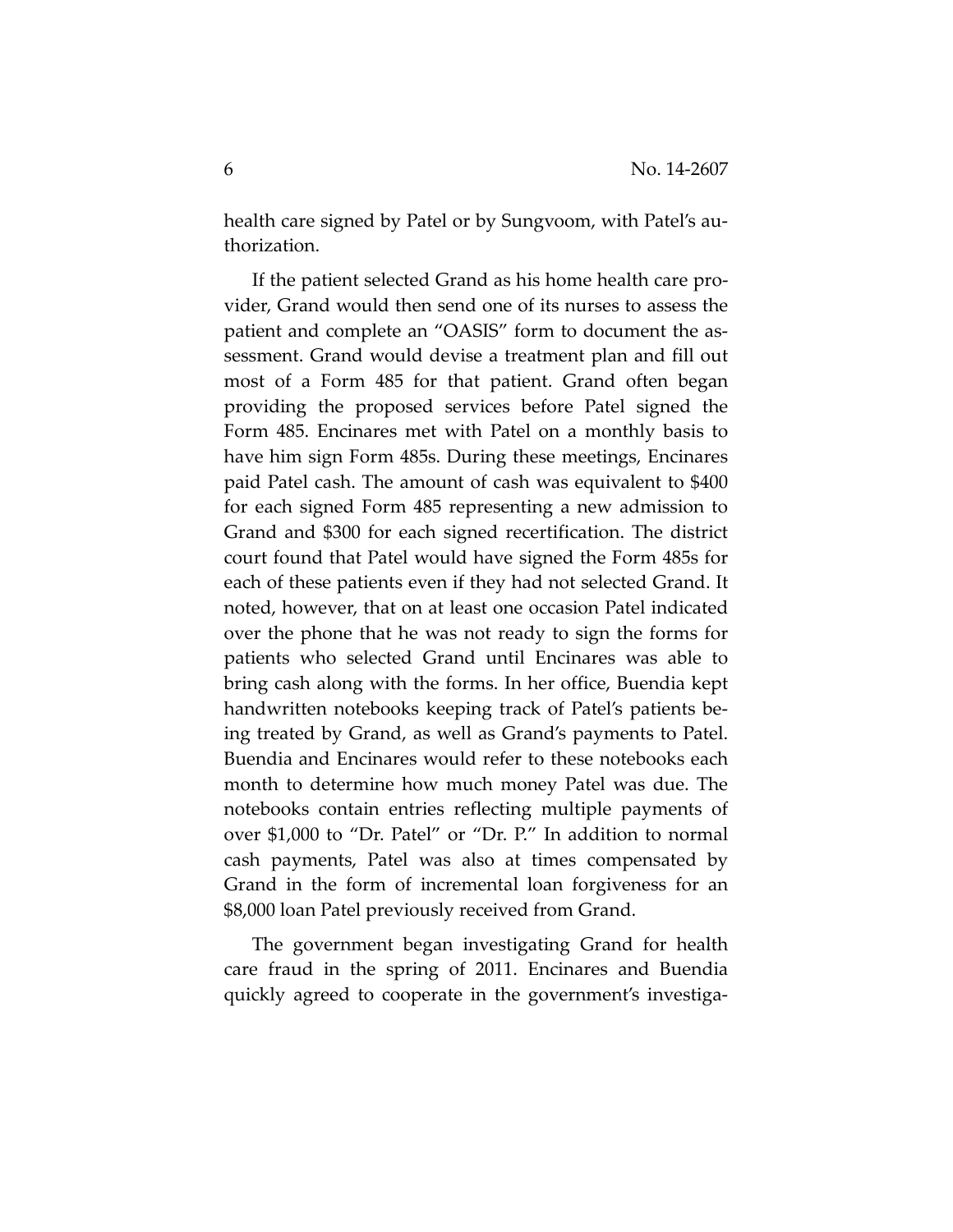health care signed by Patel or by Sungvoom, with Patel's authorization.

If the patient selected Grand as his home health care provider, Grand would then send one of its nurses to assess the patient and complete an "OASIS" form to document the assessment. Grand would devise a treatment plan and fill out most of a Form 485 for that patient. Grand often began providing the proposed services before Patel signed the Form 485. Encinares met with Patel on a monthly basis to have him sign Form 485s. During these meetings, Encinares paid Patel cash. The amount of cash was equivalent to $400 for each signed Form 485 representing a new admission to Grand and $300 for each signed recertification. The district court found that Patel would have signed the Form 485s for each of these patients even if they had not selected Grand. It noted, however, that on at least one occasion Patel indicated over the phone that he was not ready to sign the forms for patients who selected Grand until Encinares was able to bring cash along with the forms. In her office, Buendia kept handwritten notebooks keeping track of Patel's patients being treated by Grand, as well as Grand's payments to Patel. Buendia and Encinares would refer to these notebooks each month to determine how much money Patel was due. The notebooks contain entries reflecting multiple payments of over $1,000 to "Dr. Patel" or "Dr. P." In addition to normal cash payments, Patel was also at times compensated by Grand in the form of incremental loan forgiveness for an $8,000 loan Patel previously received from Grand.

The government began investigating Grand for health care fraud in the spring of 2011. Encinares and Buendia quickly agreed to cooperate in the government's investiga-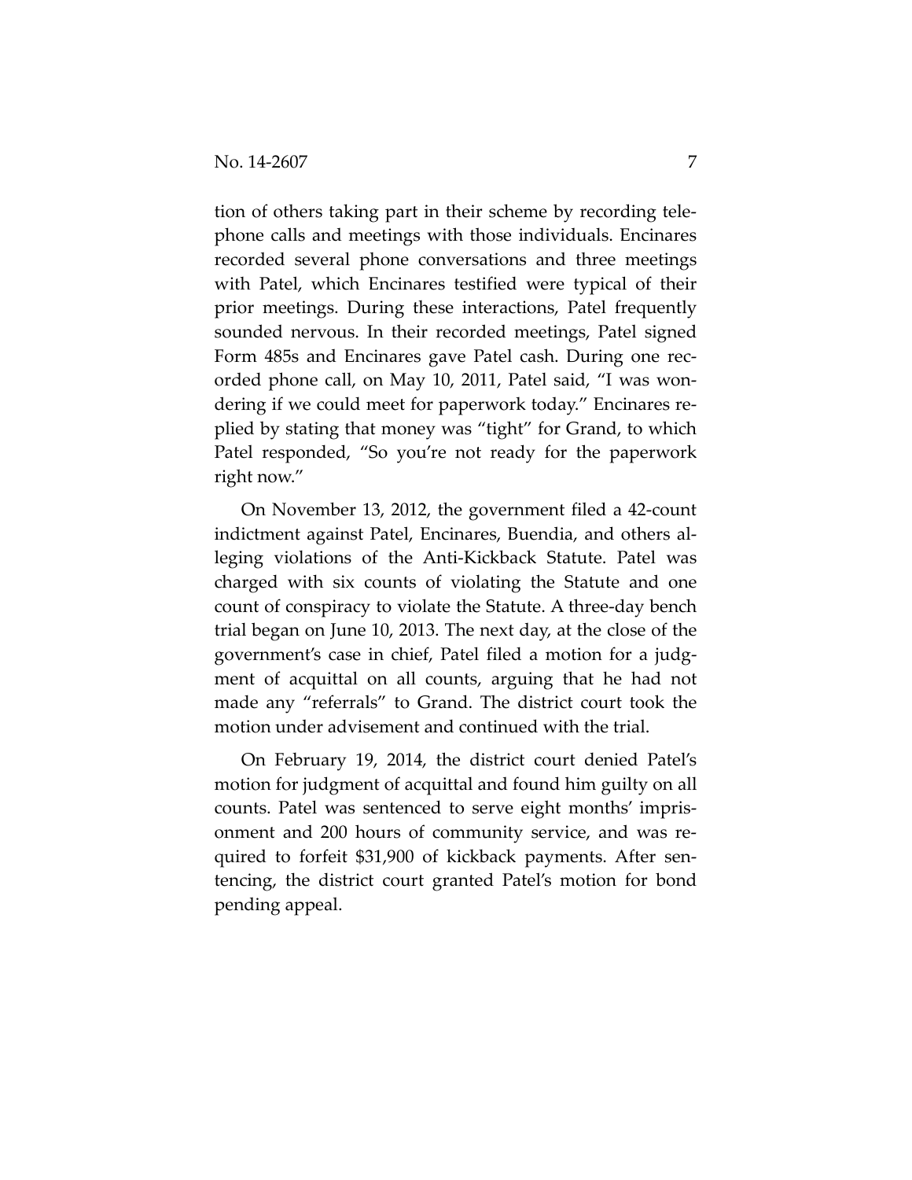tion of others taking part in their scheme by recording telephone calls and meetings with those individuals. Encinares recorded several phone conversations and three meetings with Patel, which Encinares testified were typical of their prior meetings. During these interactions, Patel frequently sounded nervous. In their recorded meetings, Patel signed Form 485s and Encinares gave Patel cash. During one recorded phone call, on May 10, 2011, Patel said, "I was wondering if we could meet for paperwork today." Encinares replied by stating that money was "tight" for Grand, to which Patel responded, "So you're not ready for the paperwork right now."

On November 13, 2012, the government filed a 42-count indictment against Patel, Encinares, Buendia, and others alleging violations of the Anti-Kickback Statute. Patel was charged with six counts of violating the Statute and one count of conspiracy to violate the Statute. A three-day bench trial began on June 10, 2013. The next day, at the close of the government's case in chief, Patel filed a motion for a judgment of acquittal on all counts, arguing that he had not made any "referrals" to Grand. The district court took the motion under advisement and continued with the trial.

On February 19, 2014, the district court denied Patel's motion for judgment of acquittal and found him guilty on all counts. Patel was sentenced to serve eight months' imprisonment and 200 hours of community service, and was required to forfeit $31,900 of kickback payments. After sentencing, the district court granted Patel's motion for bond pending appeal.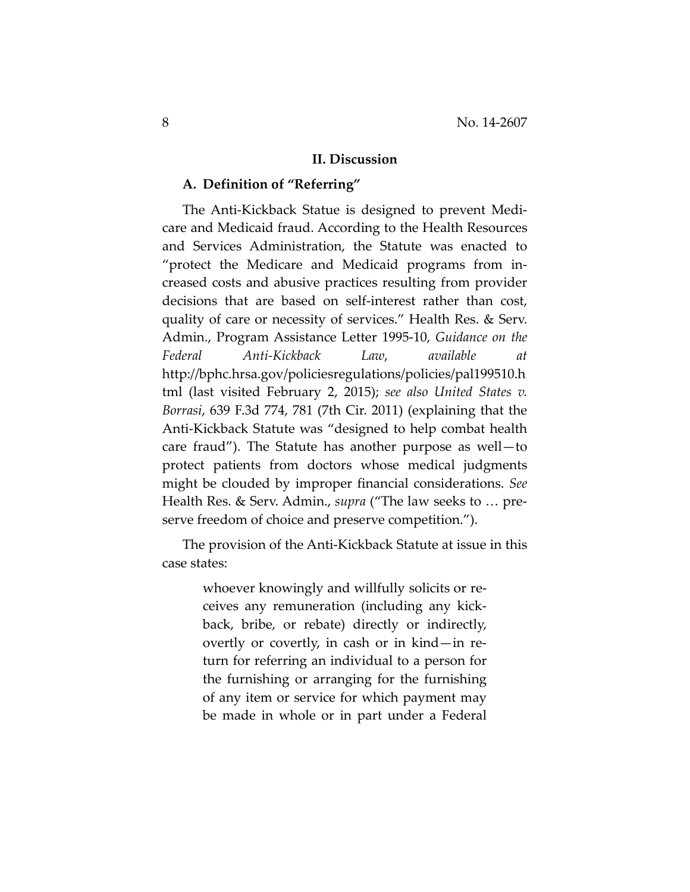## II. Discussion

### A. Definition of "Referring"

The Anti-Kickback Statue is designed to prevent Medicare and Medicaid fraud. According to the Health Resources and Services Administration, the Statute was enacted to "protect the Medicare and Medicaid programs from increased costs and abusive practices resulting from provider decisions that are based on self-interest rather than cost, quality of care or necessity of services." Health Res. & Serv. Admin., Program Assistance Letter 1995-10, *Guidance on the Federal Anti-Kickback Law*, *available at* http://bphc.hrsa.gov/policiesregulations/policies/pal199510.html (last visited February 2, 2015); *see also United States v. Borrasi*, 639 F.3d 774, 781 (7th Cir. 2011) (explaining that the Anti-Kickback Statute was "designed to help combat health care fraud"). The Statute has another purpose as well—to protect patients from doctors whose medical judgments might be clouded by improper financial considerations. *See* Health Res. & Serv. Admin., *supra* ("The law seeks to … preserve freedom of choice and preserve competition.").

The provision of the Anti-Kickback Statute at issue in this case states:

> whoever knowingly and willfully solicits or receives any remuneration (including any kickback, bribe, or rebate) directly or indirectly, overtly or covertly, in cash or in kind—in return for referring an individual to a person for the furnishing or arranging for the furnishing of any item or service for which payment may be made in whole or in part under a Federal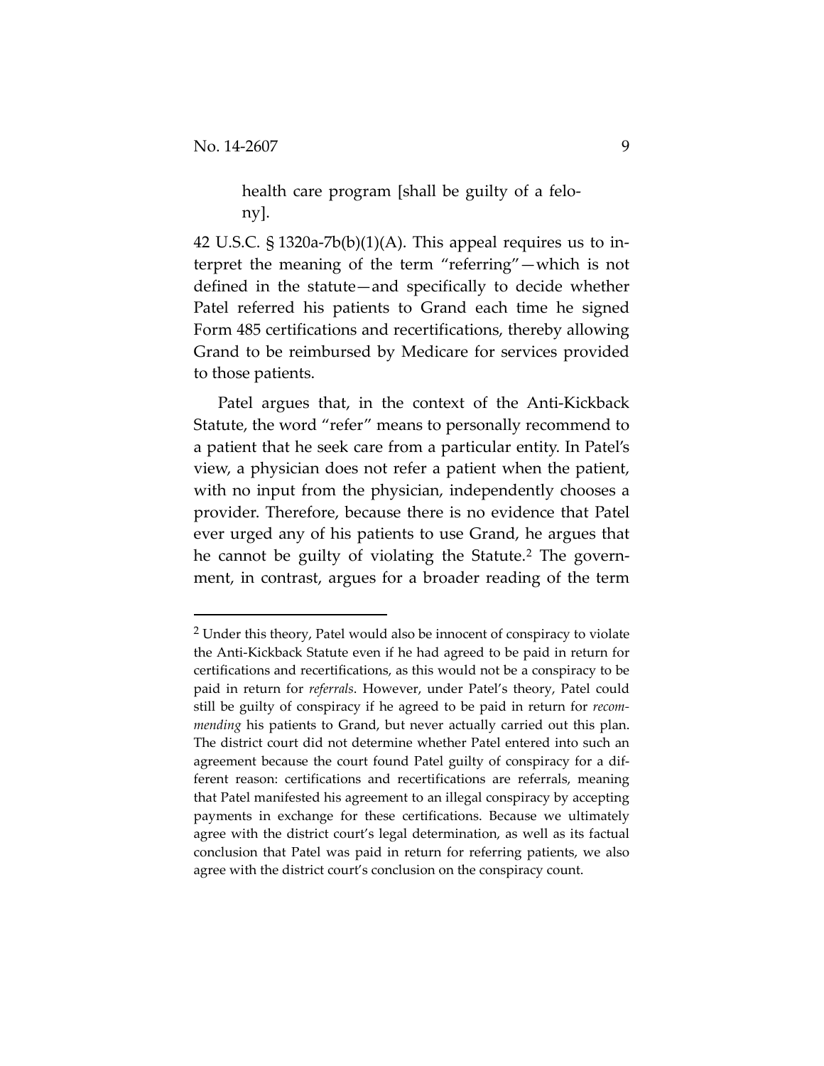> health care program [shall be guilty of a felony].

42 U.S.C. § 1320a-7b(b)(1)(A). This appeal requires us to interpret the meaning of the term "referring"—which is not defined in the statute—and specifically to decide whether Patel referred his patients to Grand each time he signed Form 485 certifications and recertifications, thereby allowing Grand to be reimbursed by Medicare for services provided to those patients.

Patel argues that, in the context of the Anti-Kickback Statute, the word "refer" means to personally recommend to a patient that he seek care from a particular entity. In Patel's view, a physician does not refer a patient when the patient, with no input from the physician, independently chooses a provider. Therefore, because there is no evidence that Patel ever urged any of his patients to use Grand, he argues that he cannot be guilty of violating the Statute.[2] The government, in contrast, argues for a broader reading of the term

---

[2] Under this theory, Patel would also be innocent of conspiracy to violate the Anti-Kickback Statute even if he had agreed to be paid in return for certifications and recertifications, as this would not be a conspiracy to be paid in return for *referrals*. However, under Patel's theory, Patel could still be guilty of conspiracy if he agreed to be paid in return for *recommending* his patients to Grand, but never actually carried out this plan. The district court did not determine whether Patel entered into such an agreement because the court found Patel guilty of conspiracy for a different reason: certifications and recertifications are referrals, meaning that Patel manifested his agreement to an illegal conspiracy by accepting payments in exchange for these certifications. Because we ultimately agree with the district court's legal determination, as well as its factual conclusion that Patel was paid in return for referring patients, we also agree with the district court's conclusion on the conspiracy count.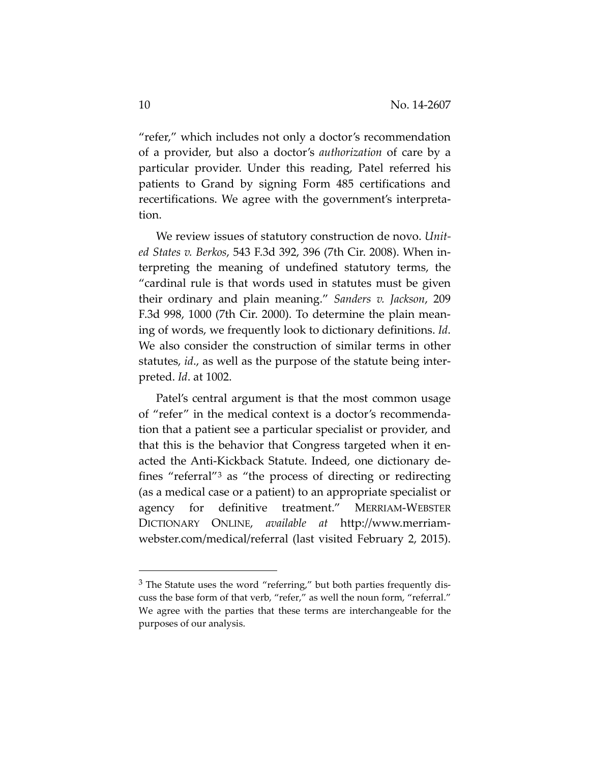"refer," which includes not only a doctor's recommendation of a provider, but also a doctor's *authorization* of care by a particular provider. Under this reading, Patel referred his patients to Grand by signing Form 485 certifications and recertifications. We agree with the government's interpretation.

We review issues of statutory construction de novo. *United States v. Berkos*, 543 F.3d 392, 396 (7th Cir. 2008). When interpreting the meaning of undefined statutory terms, the "cardinal rule is that words used in statutes must be given their ordinary and plain meaning." *Sanders v. Jackson*, 209 F.3d 998, 1000 (7th Cir. 2000). To determine the plain meaning of words, we frequently look to dictionary definitions. *Id*. We also consider the construction of similar terms in other statutes, *id*., as well as the purpose of the statute being interpreted. *Id*. at 1002.

Patel's central argument is that the most common usage of "refer" in the medical context is a doctor's recommendation that a patient see a particular specialist or provider, and that this is the behavior that Congress targeted when it enacted the Anti-Kickback Statute. Indeed, one dictionary defines "referral"[3] as "the process of directing or redirecting (as a medical case or a patient) to an appropriate specialist or agency for definitive treatment." MERRIAM-WEBSTER DICTIONARY ONLINE, *available at* http://www.merriam-webster.com/medical/referral (last visited February 2, 2015).

[3] The Statute uses the word "referring," but both parties frequently discuss the base form of that verb, "refer," as well the noun form, "referral." We agree with the parties that these terms are interchangeable for the purposes of our analysis.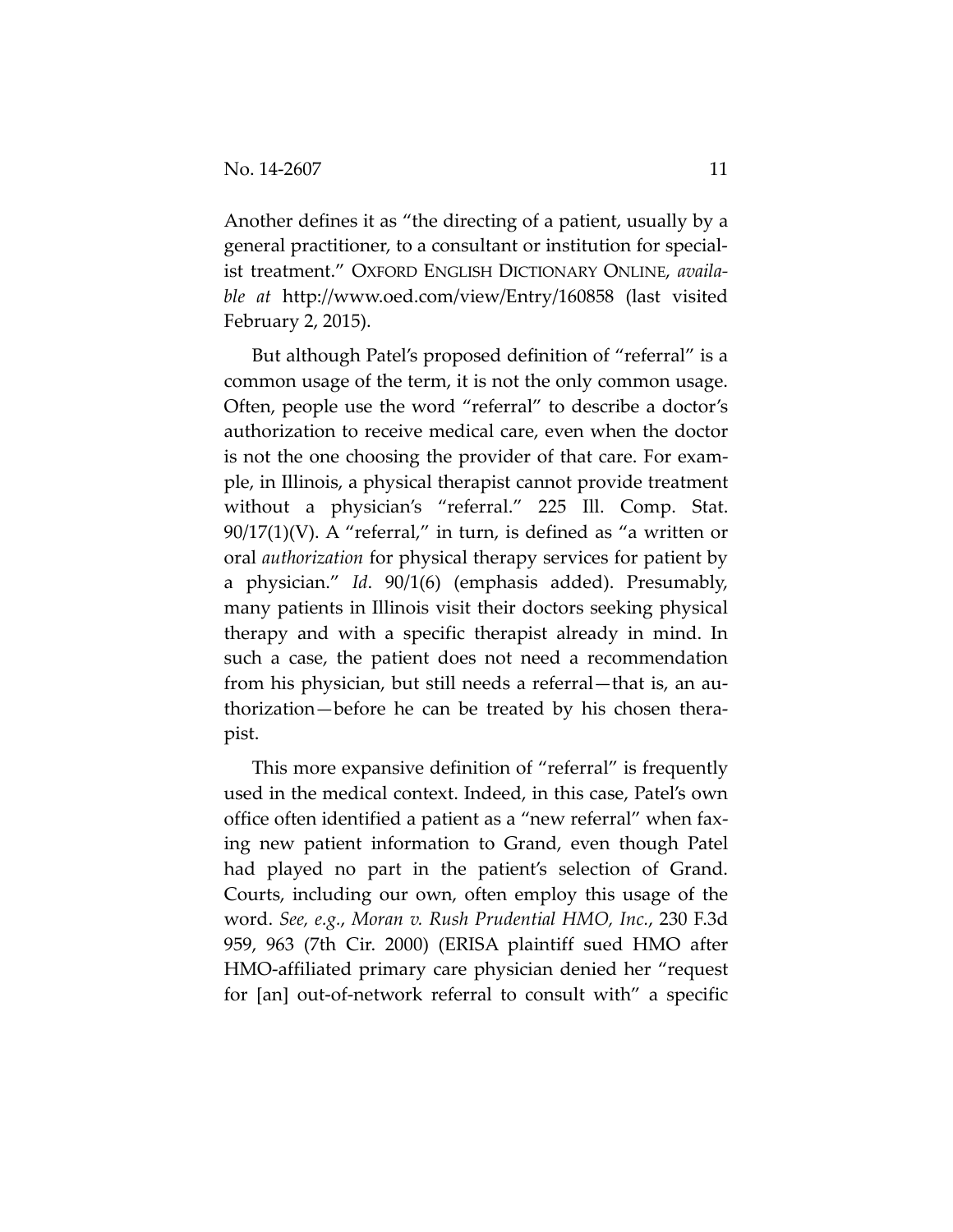Another defines it as "the directing of a patient, usually by a general practitioner, to a consultant or institution for specialist treatment." OXFORD ENGLISH DICTIONARY ONLINE, *available at* http://www.oed.com/view/Entry/160858 (last visited February 2, 2015).

But although Patel's proposed definition of "referral" is a common usage of the term, it is not the only common usage. Often, people use the word "referral" to describe a doctor's authorization to receive medical care, even when the doctor is not the one choosing the provider of that care. For example, in Illinois, a physical therapist cannot provide treatment without a physician's "referral." 225 Ill. Comp. Stat. 90/17(1)(V). A "referral," in turn, is defined as "a written or oral *authorization* for physical therapy services for patient by a physician." *Id*. 90/1(6) (emphasis added). Presumably, many patients in Illinois visit their doctors seeking physical therapy and with a specific therapist already in mind. In such a case, the patient does not need a recommendation from his physician, but still needs a referral—that is, an authorization—before he can be treated by his chosen therapist.

This more expansive definition of "referral" is frequently used in the medical context. Indeed, in this case, Patel's own office often identified a patient as a "new referral" when faxing new patient information to Grand, even though Patel had played no part in the patient's selection of Grand. Courts, including our own, often employ this usage of the word. *See, e.g.*, *Moran v. Rush Prudential HMO, Inc.*, 230 F.3d 959, 963 (7th Cir. 2000) (ERISA plaintiff sued HMO after HMO-affiliated primary care physician denied her "request for [an] out-of-network referral to consult with" a specific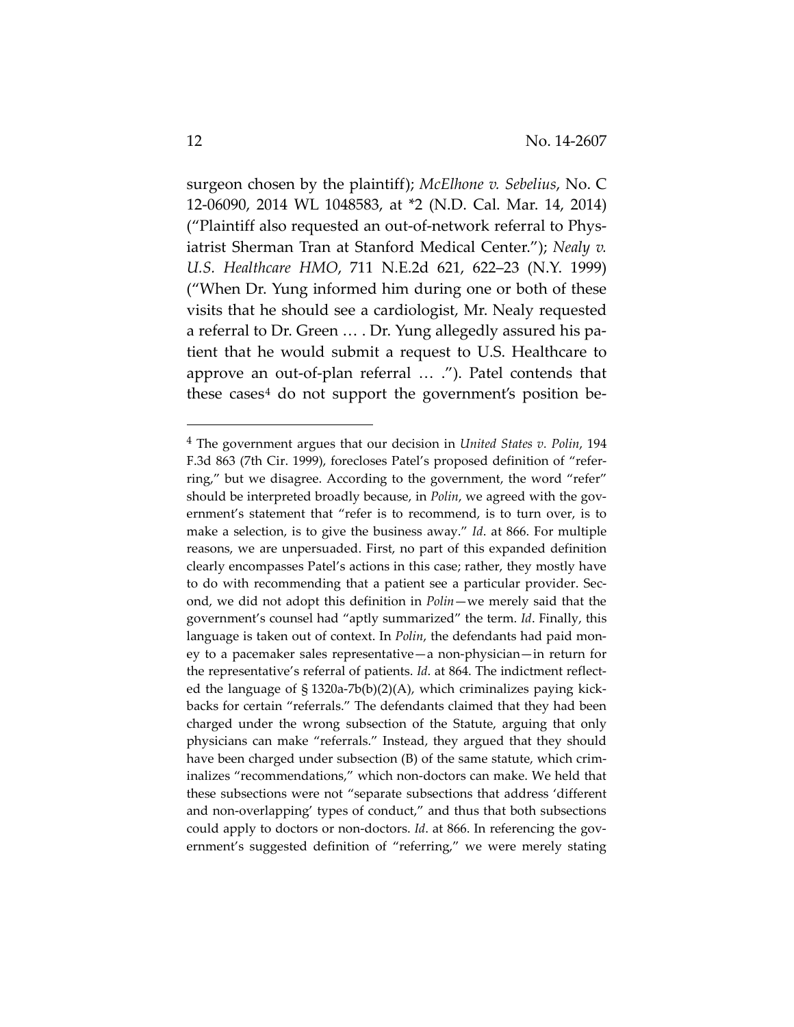surgeon chosen by the plaintiff); *McElhone v. Sebelius*, No. C 12-06090, 2014 WL 1048583, at *2 (N.D. Cal. Mar. 14, 2014) ("Plaintiff also requested an out-of-network referral to Physiatrist Sherman Tran at Stanford Medical Center."); *Nealy v. U.S. Healthcare HMO*, 711 N.E.2d 621, 622–23 (N.Y. 1999) ("When Dr. Yung informed him during one or both of these visits that he should see a cardiologist, Mr. Nealy requested a referral to Dr. Green … . Dr. Yung allegedly assured his patient that he would submit a request to U.S. Healthcare to approve an out-of-plan referral … ."). Patel contends that these cases[4] do not support the government's position be-

---

[4] The government argues that our decision in *United States v. Polin*, 194 F.3d 863 (7th Cir. 1999), forecloses Patel's proposed definition of "referring," but we disagree. According to the government, the word "refer" should be interpreted broadly because, in *Polin*, we agreed with the government's statement that "refer is to recommend, is to turn over, is to make a selection, is to give the business away." *Id*. at 866. For multiple reasons, we are unpersuaded. First, no part of this expanded definition clearly encompasses Patel's actions in this case; rather, they mostly have to do with recommending that a patient see a particular provider. Second, we did not adopt this definition in *Polin*—we merely said that the government's counsel had "aptly summarized" the term. *Id*. Finally, this language is taken out of context. In *Polin*, the defendants had paid money to a pacemaker sales representative—a non-physician—in return for the representative's referral of patients. *Id*. at 864. The indictment reflected the language of § 1320a-7b(b)(2)(A), which criminalizes paying kickbacks for certain "referrals." The defendants claimed that they had been charged under the wrong subsection of the Statute, arguing that only physicians can make "referrals." Instead, they argued that they should have been charged under subsection (B) of the same statute, which criminalizes "recommendations," which non-doctors can make. We held that these subsections were not "separate subsections that address 'different and non-overlapping' types of conduct," and thus that both subsections could apply to doctors or non-doctors. *Id*. at 866. In referencing the government's suggested definition of "referring," we were merely stating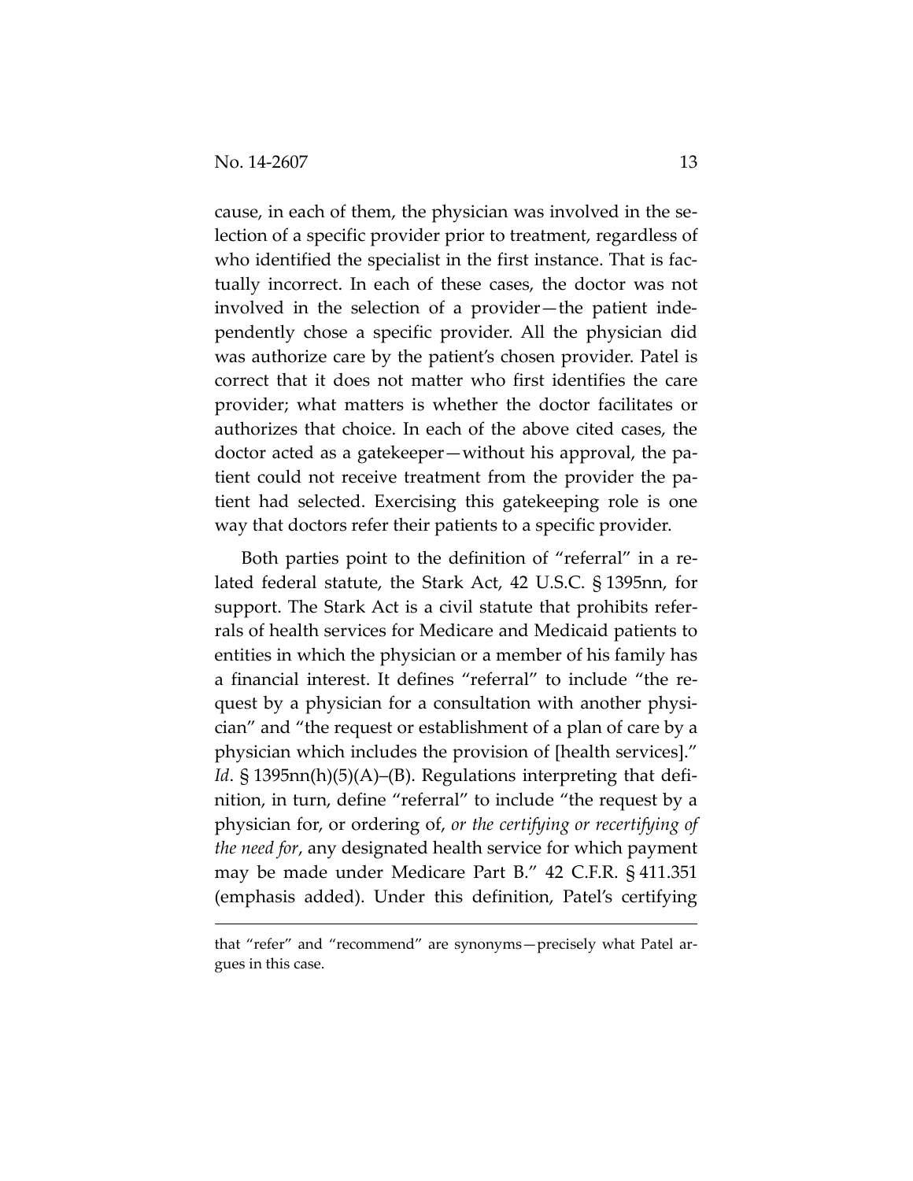cause, in each of them, the physician was involved in the selection of a specific provider prior to treatment, regardless of who identified the specialist in the first instance. That is factually incorrect. In each of these cases, the doctor was not involved in the selection of a provider—the patient independently chose a specific provider. All the physician did was authorize care by the patient's chosen provider. Patel is correct that it does not matter who first identifies the care provider; what matters is whether the doctor facilitates or authorizes that choice. In each of the above cited cases, the doctor acted as a gatekeeper—without his approval, the patient could not receive treatment from the provider the patient had selected. Exercising this gatekeeping role is one way that doctors refer their patients to a specific provider.

Both parties point to the definition of "referral" in a related federal statute, the Stark Act, 42 U.S.C. § 1395nn, for support. The Stark Act is a civil statute that prohibits referrals of health services for Medicare and Medicaid patients to entities in which the physician or a member of his family has a financial interest. It defines "referral" to include "the request by a physician for a consultation with another physician" and "the request or establishment of a plan of care by a physician which includes the provision of [health services]." *Id*. § 1395nn(h)(5)(A)–(B). Regulations interpreting that definition, in turn, define "referral" to include "the request by a physician for, or ordering of, *or the certifying or recertifying of the need for*, any designated health service for which payment may be made under Medicare Part B." 42 C.F.R. § 411.351 (emphasis added). Under this definition, Patel's certifying

---

that "refer" and "recommend" are synonyms—precisely what Patel argues in this case.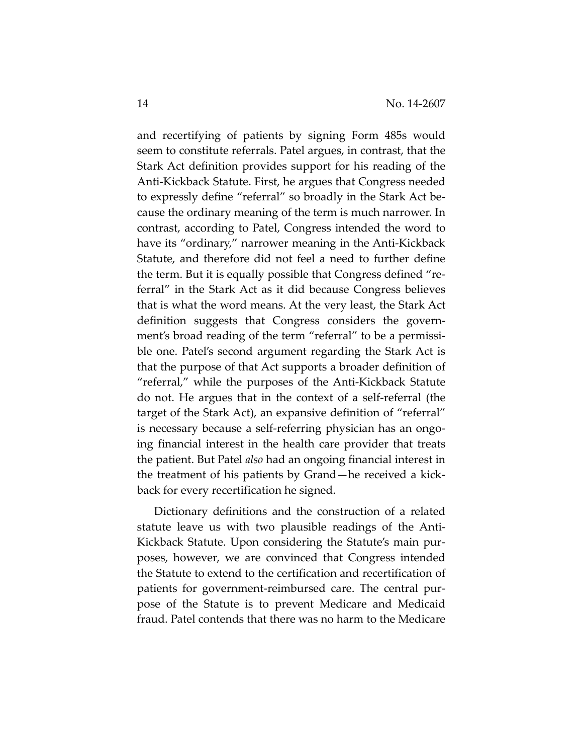and recertifying of patients by signing Form 485s would seem to constitute referrals. Patel argues, in contrast, that the Stark Act definition provides support for his reading of the Anti-Kickback Statute. First, he argues that Congress needed to expressly define "referral" so broadly in the Stark Act because the ordinary meaning of the term is much narrower. In contrast, according to Patel, Congress intended the word to have its "ordinary," narrower meaning in the Anti-Kickback Statute, and therefore did not feel a need to further define the term. But it is equally possible that Congress defined "referral" in the Stark Act as it did because Congress believes that is what the word means. At the very least, the Stark Act definition suggests that Congress considers the government's broad reading of the term "referral" to be a permissible one. Patel's second argument regarding the Stark Act is that the purpose of that Act supports a broader definition of "referral," while the purposes of the Anti-Kickback Statute do not. He argues that in the context of a self-referral (the target of the Stark Act), an expansive definition of "referral" is necessary because a self-referring physician has an ongoing financial interest in the health care provider that treats the patient. But Patel *also* had an ongoing financial interest in the treatment of his patients by Grand—he received a kickback for every recertification he signed.

Dictionary definitions and the construction of a related statute leave us with two plausible readings of the Anti-Kickback Statute. Upon considering the Statute's main purposes, however, we are convinced that Congress intended the Statute to extend to the certification and recertification of patients for government-reimbursed care. The central purpose of the Statute is to prevent Medicare and Medicaid fraud. Patel contends that there was no harm to the Medicare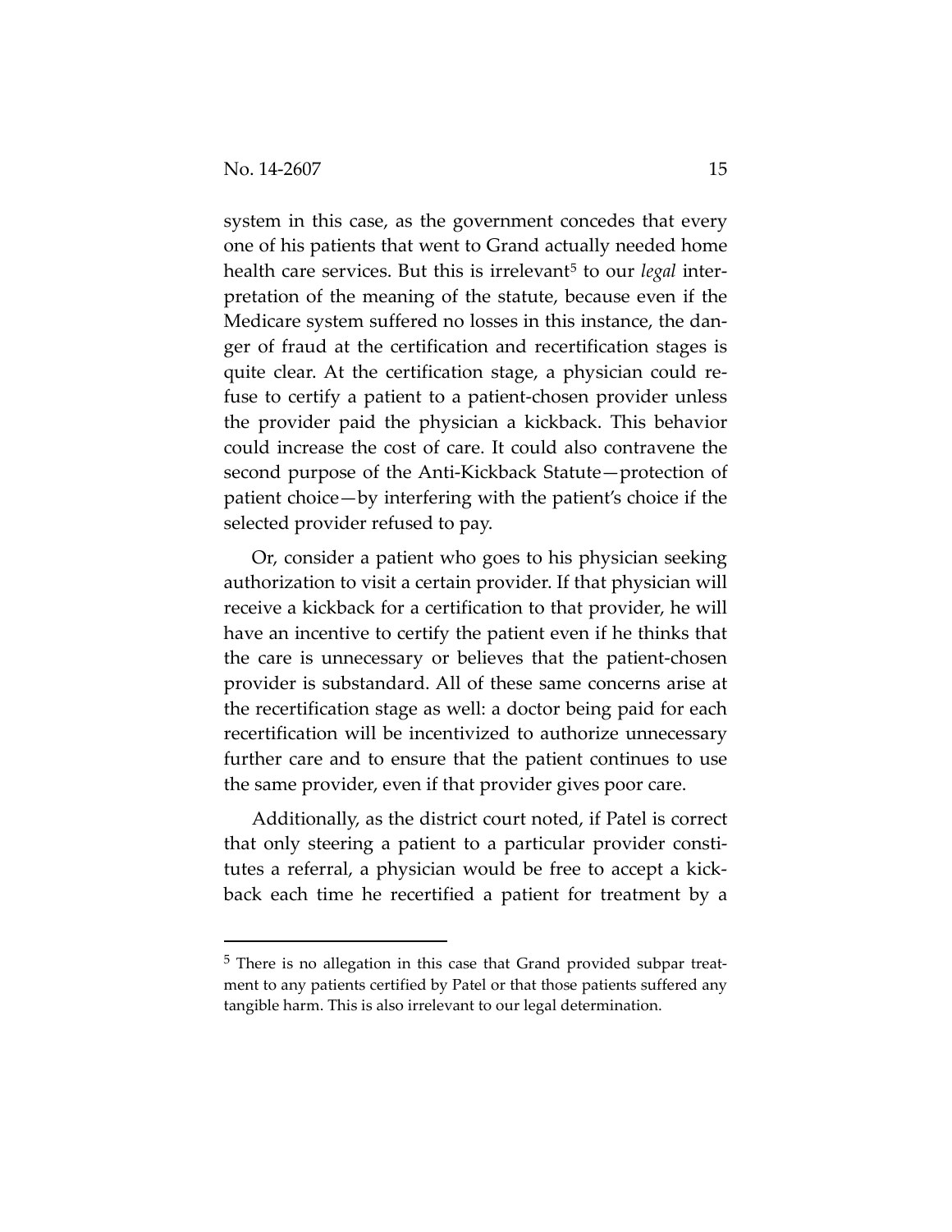system in this case, as the government concedes that every one of his patients that went to Grand actually needed home health care services. But this is irrelevant[5] to our *legal* interpretation of the meaning of the statute, because even if the Medicare system suffered no losses in this instance, the danger of fraud at the certification and recertification stages is quite clear. At the certification stage, a physician could refuse to certify a patient to a patient-chosen provider unless the provider paid the physician a kickback. This behavior could increase the cost of care. It could also contravene the second purpose of the Anti-Kickback Statute—protection of patient choice—by interfering with the patient's choice if the selected provider refused to pay.

Or, consider a patient who goes to his physician seeking authorization to visit a certain provider. If that physician will receive a kickback for a certification to that provider, he will have an incentive to certify the patient even if he thinks that the care is unnecessary or believes that the patient-chosen provider is substandard. All of these same concerns arise at the recertification stage as well: a doctor being paid for each recertification will be incentivized to authorize unnecessary further care and to ensure that the patient continues to use the same provider, even if that provider gives poor care.

Additionally, as the district court noted, if Patel is correct that only steering a patient to a particular provider constitutes a referral, a physician would be free to accept a kickback each time he recertified a patient for treatment by a

---

[5] There is no allegation in this case that Grand provided subpar treatment to any patients certified by Patel or that those patients suffered any tangible harm. This is also irrelevant to our legal determination.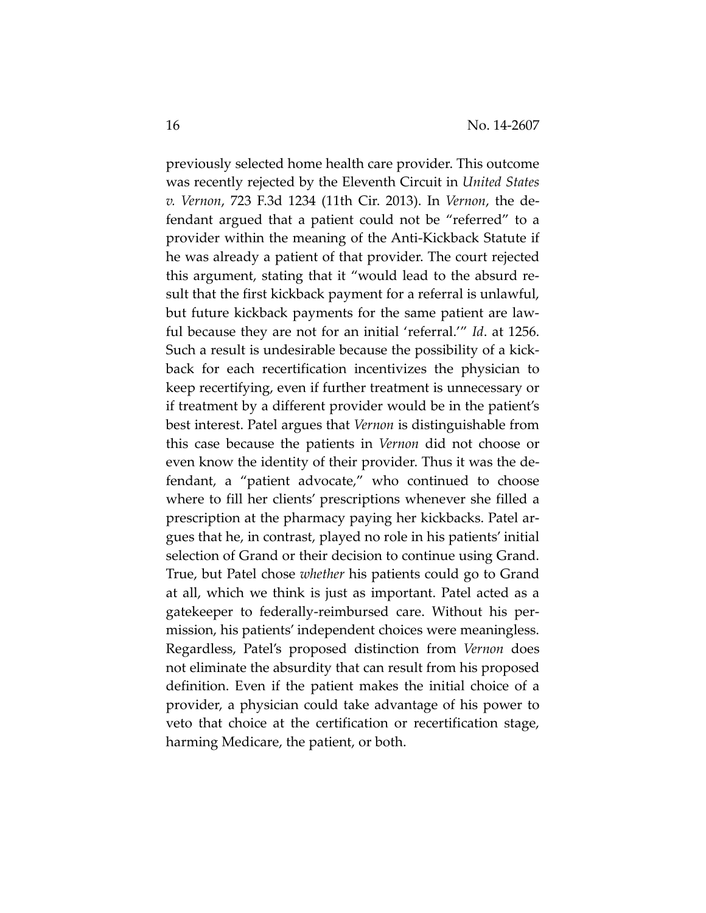previously selected home health care provider. This outcome was recently rejected by the Eleventh Circuit in *United States v. Vernon*, 723 F.3d 1234 (11th Cir. 2013). In *Vernon*, the defendant argued that a patient could not be "referred" to a provider within the meaning of the Anti-Kickback Statute if he was already a patient of that provider. The court rejected this argument, stating that it "would lead to the absurd result that the first kickback payment for a referral is unlawful, but future kickback payments for the same patient are lawful because they are not for an initial 'referral.'" *Id*. at 1256. Such a result is undesirable because the possibility of a kickback for each recertification incentivizes the physician to keep recertifying, even if further treatment is unnecessary or if treatment by a different provider would be in the patient's best interest. Patel argues that *Vernon* is distinguishable from this case because the patients in *Vernon* did not choose or even know the identity of their provider. Thus it was the defendant, a "patient advocate," who continued to choose where to fill her clients' prescriptions whenever she filled a prescription at the pharmacy paying her kickbacks. Patel argues that he, in contrast, played no role in his patients' initial selection of Grand or their decision to continue using Grand. True, but Patel chose *whether* his patients could go to Grand at all, which we think is just as important. Patel acted as a gatekeeper to federally-reimbursed care. Without his permission, his patients' independent choices were meaningless. Regardless, Patel's proposed distinction from *Vernon* does not eliminate the absurdity that can result from his proposed definition. Even if the patient makes the initial choice of a provider, a physician could take advantage of his power to veto that choice at the certification or recertification stage, harming Medicare, the patient, or both.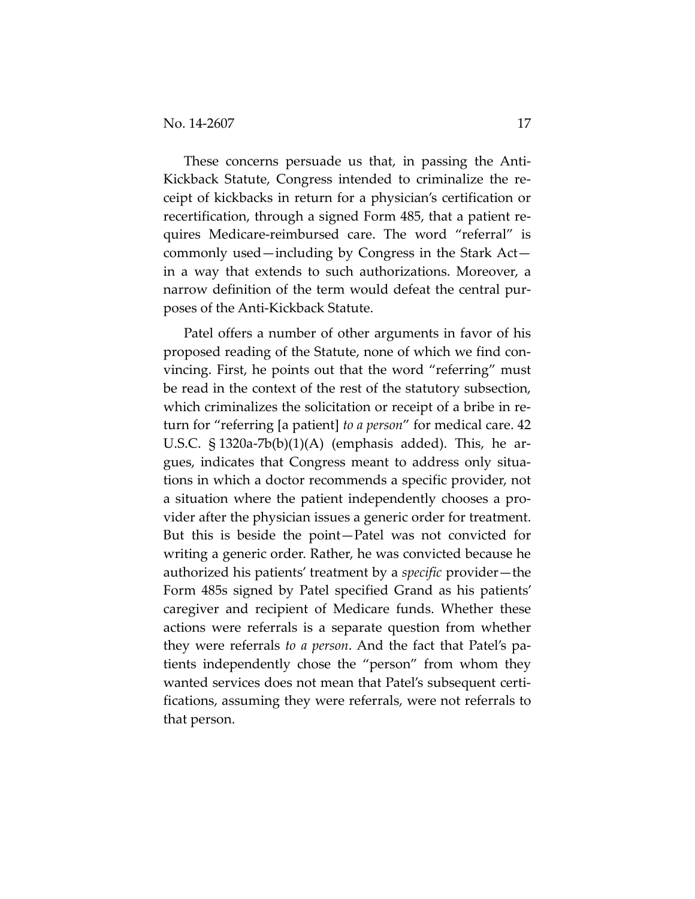These concerns persuade us that, in passing the Anti-Kickback Statute, Congress intended to criminalize the receipt of kickbacks in return for a physician's certification or recertification, through a signed Form 485, that a patient requires Medicare-reimbursed care. The word "referral" is commonly used—including by Congress in the Stark Act—in a way that extends to such authorizations. Moreover, a narrow definition of the term would defeat the central purposes of the Anti-Kickback Statute.

Patel offers a number of other arguments in favor of his proposed reading of the Statute, none of which we find convincing. First, he points out that the word "referring" must be read in the context of the rest of the statutory subsection, which criminalizes the solicitation or receipt of a bribe in return for "referring [a patient] *to a person*" for medical care. 42 U.S.C. § 1320a-7b(b)(1)(A) (emphasis added). This, he argues, indicates that Congress meant to address only situations in which a doctor recommends a specific provider, not a situation where the patient independently chooses a provider after the physician issues a generic order for treatment. But this is beside the point—Patel was not convicted for writing a generic order. Rather, he was convicted because he authorized his patients' treatment by a *specific* provider—the Form 485s signed by Patel specified Grand as his patients' caregiver and recipient of Medicare funds. Whether these actions were referrals is a separate question from whether they were referrals *to a person*. And the fact that Patel's patients independently chose the "person" from whom they wanted services does not mean that Patel's subsequent certifications, assuming they were referrals, were not referrals to that person.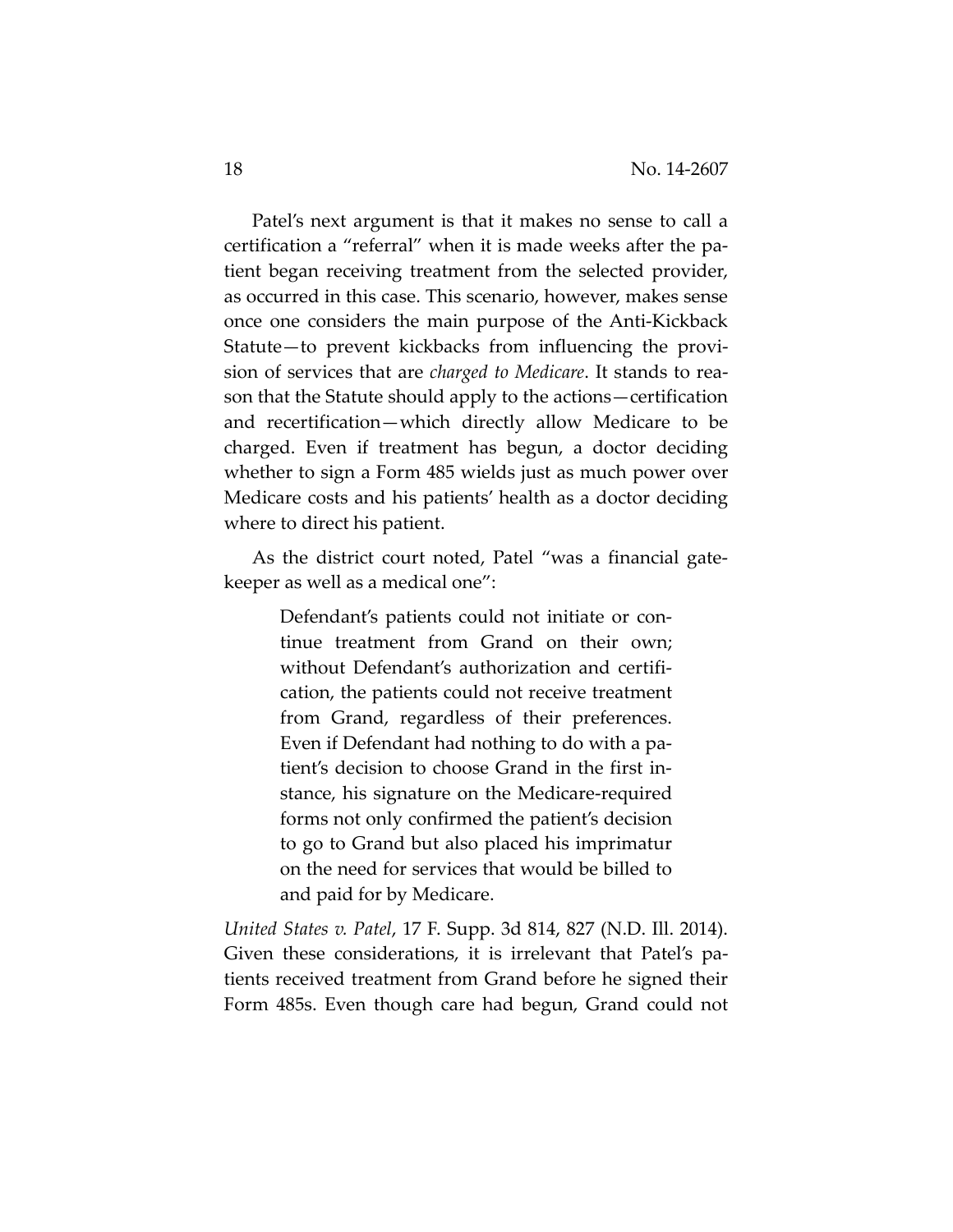Patel's next argument is that it makes no sense to call a certification a "referral" when it is made weeks after the patient began receiving treatment from the selected provider, as occurred in this case. This scenario, however, makes sense once one considers the main purpose of the Anti-Kickback Statute—to prevent kickbacks from influencing the provision of services that are *charged to Medicare*. It stands to reason that the Statute should apply to the actions—certification and recertification—which directly allow Medicare to be charged. Even if treatment has begun, a doctor deciding whether to sign a Form 485 wields just as much power over Medicare costs and his patients' health as a doctor deciding where to direct his patient.

As the district court noted, Patel "was a financial gatekeeper as well as a medical one":

> Defendant's patients could not initiate or continue treatment from Grand on their own; without Defendant's authorization and certification, the patients could not receive treatment from Grand, regardless of their preferences. Even if Defendant had nothing to do with a patient's decision to choose Grand in the first instance, his signature on the Medicare-required forms not only confirmed the patient's decision to go to Grand but also placed his imprimatur on the need for services that would be billed to and paid for by Medicare.

*United States v. Patel*, 17 F. Supp. 3d 814, 827 (N.D. Ill. 2014). Given these considerations, it is irrelevant that Patel's patients received treatment from Grand before he signed their Form 485s. Even though care had begun, Grand could not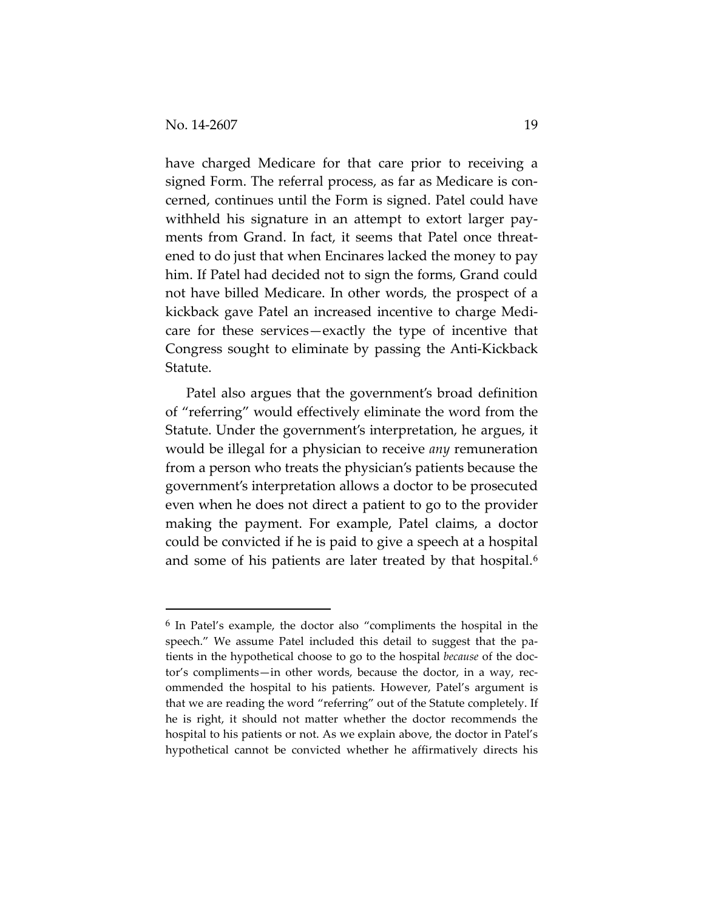have charged Medicare for that care prior to receiving a signed Form. The referral process, as far as Medicare is concerned, continues until the Form is signed. Patel could have withheld his signature in an attempt to extort larger payments from Grand. In fact, it seems that Patel once threatened to do just that when Encinares lacked the money to pay him. If Patel had decided not to sign the forms, Grand could not have billed Medicare. In other words, the prospect of a kickback gave Patel an increased incentive to charge Medicare for these services—exactly the type of incentive that Congress sought to eliminate by passing the Anti-Kickback Statute.

Patel also argues that the government's broad definition of "referring" would effectively eliminate the word from the Statute. Under the government's interpretation, he argues, it would be illegal for a physician to receive *any* remuneration from a person who treats the physician's patients because the government's interpretation allows a doctor to be prosecuted even when he does not direct a patient to go to the provider making the payment. For example, Patel claims, a doctor could be convicted if he is paid to give a speech at a hospital and some of his patients are later treated by that hospital.[6]

---

[6] In Patel's example, the doctor also "compliments the hospital in the speech." We assume Patel included this detail to suggest that the patients in the hypothetical choose to go to the hospital *because* of the doctor's compliments—in other words, because the doctor, in a way, recommended the hospital to his patients. However, Patel's argument is that we are reading the word "referring" out of the Statute completely. If he is right, it should not matter whether the doctor recommends the hospital to his patients or not. As we explain above, the doctor in Patel's hypothetical cannot be convicted whether he affirmatively directs his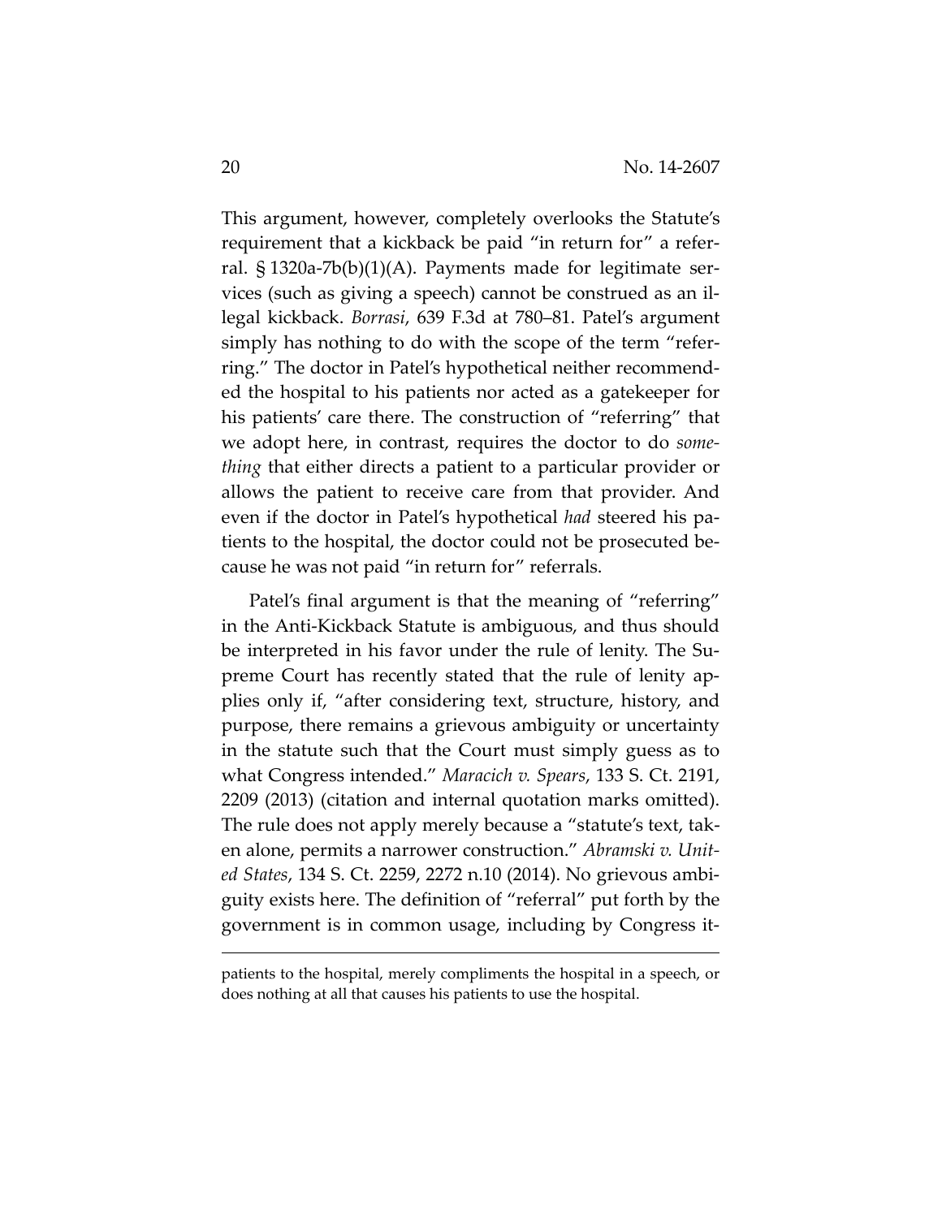This argument, however, completely overlooks the Statute's requirement that a kickback be paid "in return for" a referral. § 1320a-7b(b)(1)(A). Payments made for legitimate services (such as giving a speech) cannot be construed as an illegal kickback. *Borrasi*, 639 F.3d at 780–81. Patel's argument simply has nothing to do with the scope of the term "referring." The doctor in Patel's hypothetical neither recommended the hospital to his patients nor acted as a gatekeeper for his patients' care there. The construction of "referring" that we adopt here, in contrast, requires the doctor to do *something* that either directs a patient to a particular provider or allows the patient to receive care from that provider. And even if the doctor in Patel's hypothetical *had* steered his patients to the hospital, the doctor could not be prosecuted because he was not paid "in return for" referrals.

Patel's final argument is that the meaning of "referring" in the Anti-Kickback Statute is ambiguous, and thus should be interpreted in his favor under the rule of lenity. The Supreme Court has recently stated that the rule of lenity applies only if, "after considering text, structure, history, and purpose, there remains a grievous ambiguity or uncertainty in the statute such that the Court must simply guess as to what Congress intended." *Maracich v. Spears*, 133 S. Ct. 2191, 2209 (2013) (citation and internal quotation marks omitted). The rule does not apply merely because a "statute's text, taken alone, permits a narrower construction." *Abramski v. United States*, 134 S. Ct. 2259, 2272 n.10 (2014). No grievous ambiguity exists here. The definition of "referral" put forth by the government is in common usage, including by Congress it-

---

patients to the hospital, merely compliments the hospital in a speech, or does nothing at all that causes his patients to use the hospital.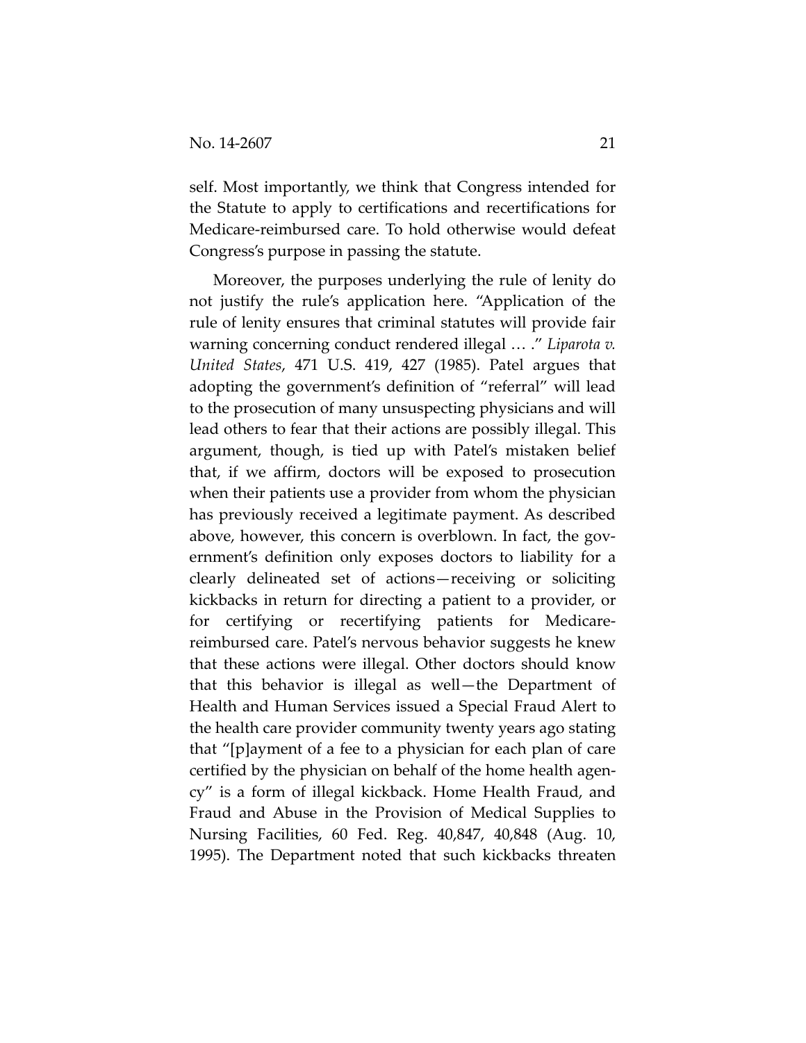self. Most importantly, we think that Congress intended for the Statute to apply to certifications and recertifications for Medicare-reimbursed care. To hold otherwise would defeat Congress's purpose in passing the statute.

Moreover, the purposes underlying the rule of lenity do not justify the rule's application here. "Application of the rule of lenity ensures that criminal statutes will provide fair warning concerning conduct rendered illegal … ." *Liparota v. United States*, 471 U.S. 419, 427 (1985). Patel argues that adopting the government's definition of "referral" will lead to the prosecution of many unsuspecting physicians and will lead others to fear that their actions are possibly illegal. This argument, though, is tied up with Patel's mistaken belief that, if we affirm, doctors will be exposed to prosecution when their patients use a provider from whom the physician has previously received a legitimate payment. As described above, however, this concern is overblown. In fact, the government's definition only exposes doctors to liability for a clearly delineated set of actions—receiving or soliciting kickbacks in return for directing a patient to a provider, or for certifying or recertifying patients for Medicare-reimbursed care. Patel's nervous behavior suggests he knew that these actions were illegal. Other doctors should know that this behavior is illegal as well—the Department of Health and Human Services issued a Special Fraud Alert to the health care provider community twenty years ago stating that "[p]ayment of a fee to a physician for each plan of care certified by the physician on behalf of the home health agency" is a form of illegal kickback. Home Health Fraud, and Fraud and Abuse in the Provision of Medical Supplies to Nursing Facilities, 60 Fed. Reg. 40,847, 40,848 (Aug. 10, 1995). The Department noted that such kickbacks threaten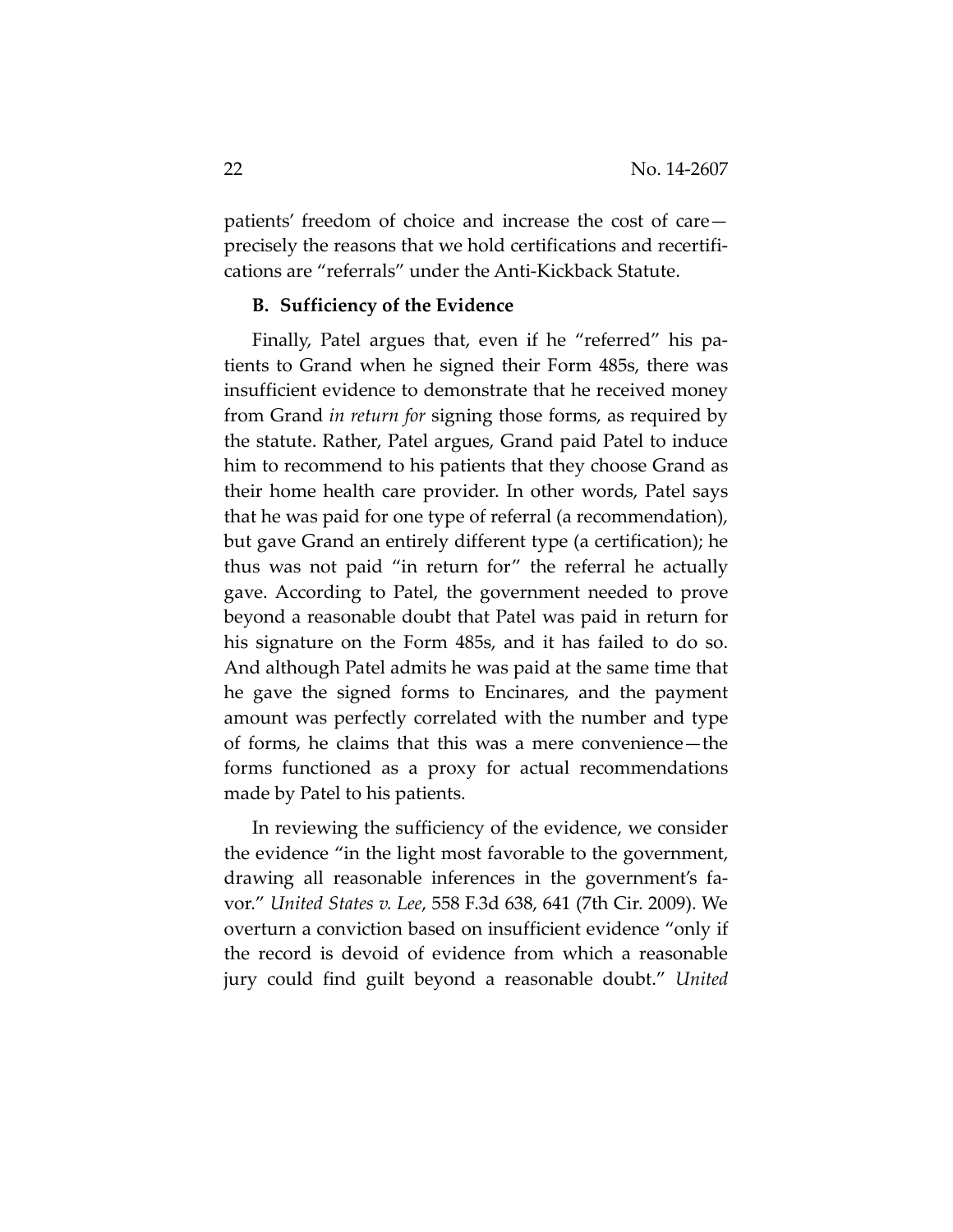patients' freedom of choice and increase the cost of care—precisely the reasons that we hold certifications and recertifications are "referrals" under the Anti-Kickback Statute.

### B. Sufficiency of the Evidence

Finally, Patel argues that, even if he "referred" his patients to Grand when he signed their Form 485s, there was insufficient evidence to demonstrate that he received money from Grand *in return for* signing those forms, as required by the statute. Rather, Patel argues, Grand paid Patel to induce him to recommend to his patients that they choose Grand as their home health care provider. In other words, Patel says that he was paid for one type of referral (a recommendation), but gave Grand an entirely different type (a certification); he thus was not paid "in return for" the referral he actually gave. According to Patel, the government needed to prove beyond a reasonable doubt that Patel was paid in return for his signature on the Form 485s, and it has failed to do so. And although Patel admits he was paid at the same time that he gave the signed forms to Encinares, and the payment amount was perfectly correlated with the number and type of forms, he claims that this was a mere convenience—the forms functioned as a proxy for actual recommendations made by Patel to his patients.

In reviewing the sufficiency of the evidence, we consider the evidence "in the light most favorable to the government, drawing all reasonable inferences in the government's favor." *United States v. Lee*, 558 F.3d 638, 641 (7th Cir. 2009). We overturn a conviction based on insufficient evidence "only if the record is devoid of evidence from which a reasonable jury could find guilt beyond a reasonable doubt." *United*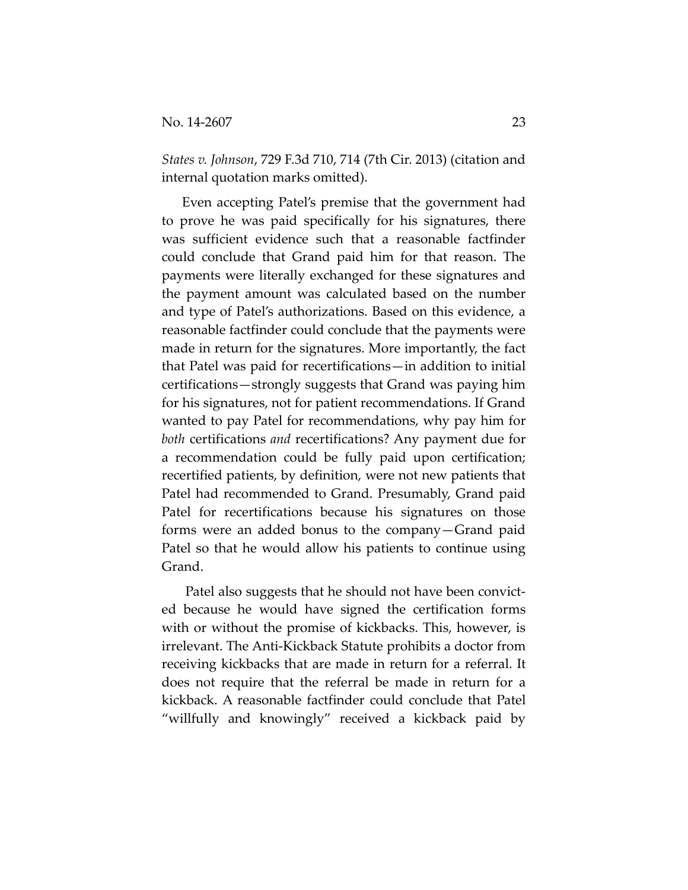*States v. Johnson*, 729 F.3d 710, 714 (7th Cir. 2013) (citation and internal quotation marks omitted).

Even accepting Patel's premise that the government had to prove he was paid specifically for his signatures, there was sufficient evidence such that a reasonable factfinder could conclude that Grand paid him for that reason. The payments were literally exchanged for these signatures and the payment amount was calculated based on the number and type of Patel's authorizations. Based on this evidence, a reasonable factfinder could conclude that the payments were made in return for the signatures. More importantly, the fact that Patel was paid for recertifications—in addition to initial certifications—strongly suggests that Grand was paying him for his signatures, not for patient recommendations. If Grand wanted to pay Patel for recommendations, why pay him for *both* certifications *and* recertifications? Any payment due for a recommendation could be fully paid upon certification; recertified patients, by definition, were not new patients that Patel had recommended to Grand. Presumably, Grand paid Patel for recertifications because his signatures on those forms were an added bonus to the company—Grand paid Patel so that he would allow his patients to continue using Grand.

Patel also suggests that he should not have been convicted because he would have signed the certification forms with or without the promise of kickbacks. This, however, is irrelevant. The Anti-Kickback Statute prohibits a doctor from receiving kickbacks that are made in return for a referral. It does not require that the referral be made in return for a kickback. A reasonable factfinder could conclude that Patel "willfully and knowingly" received a kickback paid by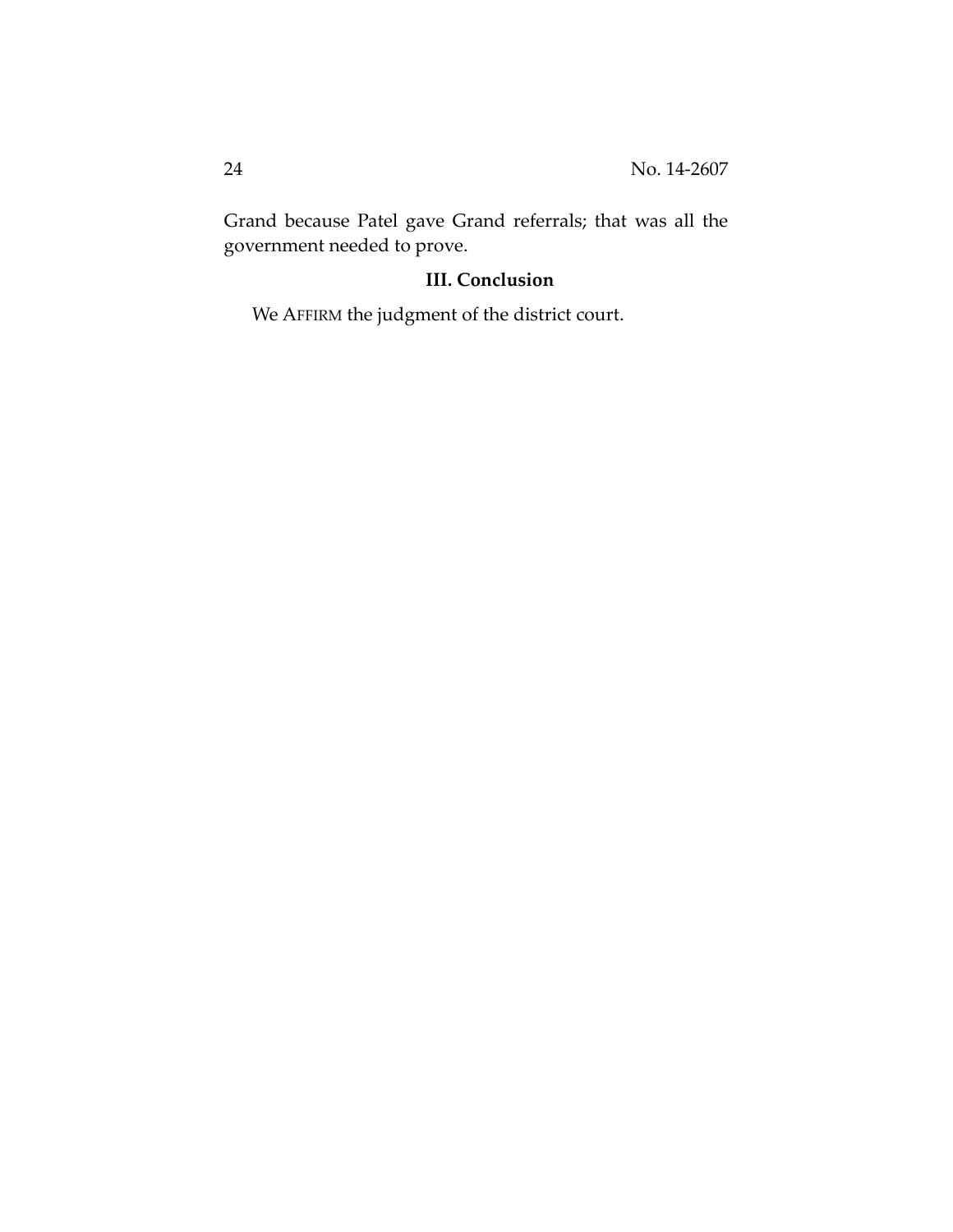Grand because Patel gave Grand referrals; that was all the government needed to prove.

## III. Conclusion

We AFFIRM the judgment of the district court.